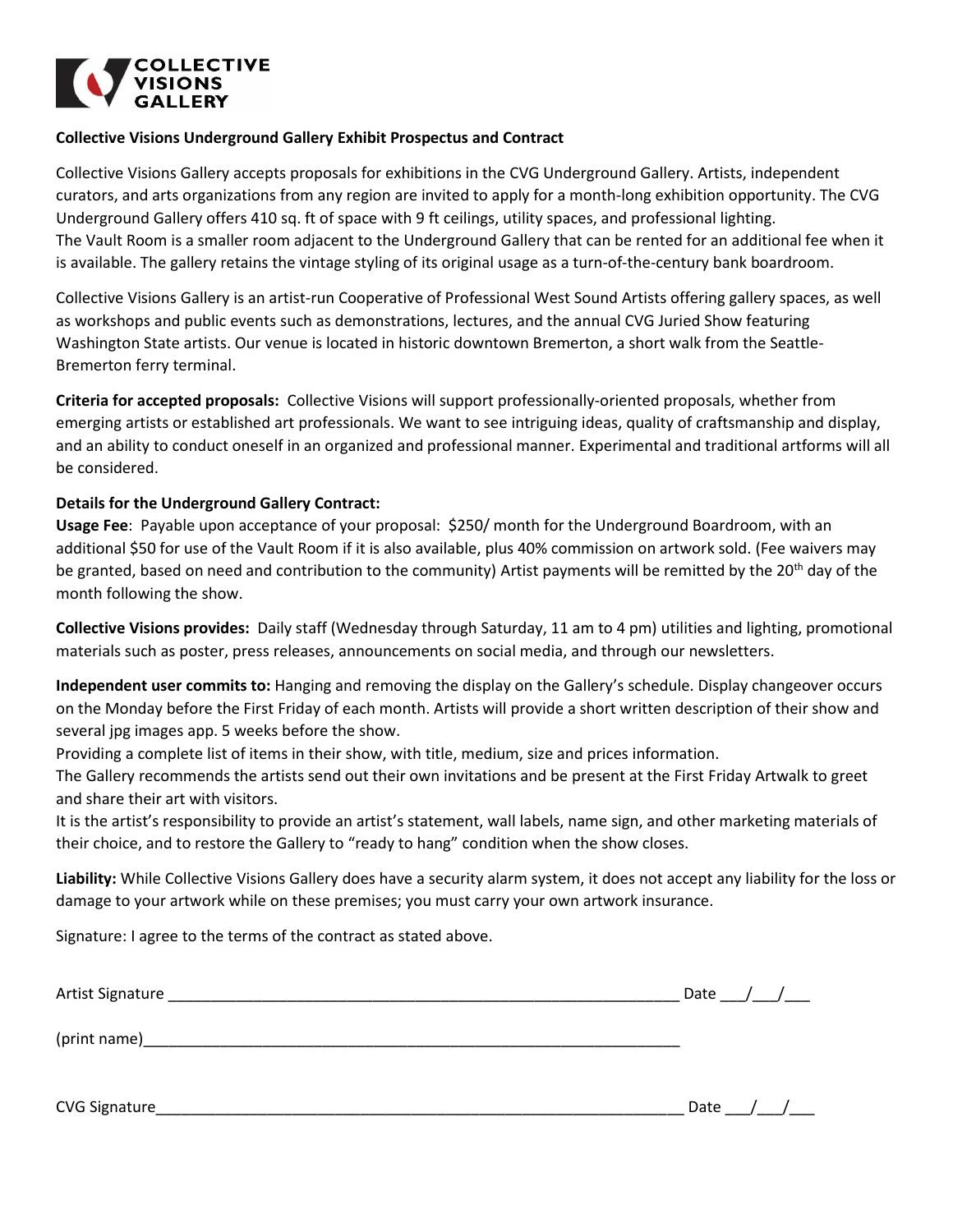**COLLECTIVE VISIONS GALLERY**

**Collective Visions Underground Gallery Exhibit Prospectus and Contract**

Collective Visions Gallery accepts proposals for exhibitions in the CVG Underground Gallery. Artists, independent curators, and arts organizations from any region are invited to apply for a month-long exhibition opportunity. The CVG Underground Gallery offers 410 sq. ft of space with 9 ft ceilings, utility spaces, and professional lighting.
The Vault Room is a smaller room adjacent to the Underground Gallery that can be rented for an additional fee when it is available. The gallery retains the vintage styling of its original usage as a turn-of-the-century bank boardroom.

Collective Visions Gallery is an artist-run Cooperative of Professional West Sound Artists offering gallery spaces, as well as workshops and public events such as demonstrations, lectures, and the annual CVG Juried Show featuring Washington State artists. Our venue is located in historic downtown Bremerton, a short walk from the Seattle-Bremerton ferry terminal.

**Criteria for accepted proposals:** Collective Visions will support professionally-oriented proposals, whether from emerging artists or established art professionals. We want to see intriguing ideas, quality of craftsmanship and display, and an ability to conduct oneself in an organized and professional manner. Experimental and traditional artforms will all be considered.

**Details for the Underground Gallery Contract:**
**Usage Fee**: Payable upon acceptance of your proposal: $250/ month for the Underground Boardroom, with an additional $50 for use of the Vault Room if it is also available, plus 40% commission on artwork sold. (Fee waivers may be granted, based on need and contribution to the community) Artist payments will be remitted by the 20th day of the month following the show.

**Collective Visions provides:** Daily staff (Wednesday through Saturday, 11 am to 4 pm) utilities and lighting, promotional materials such as poster, press releases, announcements on social media, and through our newsletters.

**Independent user commits to:** Hanging and removing the display on the Gallery's schedule. Display changeover occurs on the Monday before the First Friday of each month. Artists will provide a short written description of their show and several jpg images app. 5 weeks before the show.
Providing a complete list of items in their show, with title, medium, size and prices information.
The Gallery recommends the artists send out their own invitations and be present at the First Friday Artwalk to greet and share their art with visitors.
It is the artist's responsibility to provide an artist's statement, wall labels, name sign, and other marketing materials of their choice, and to restore the Gallery to "ready to hang" condition when the show closes.

**Liability:** While Collective Visions Gallery does have a security alarm system, it does not accept any liability for the loss or damage to your artwork while on these premises; you must carry your own artwork insurance.

Signature: I agree to the terms of the contract as stated above.

Artist Signature ______________________________________________ Date ___/___/___

(print name)______________________________________________

CVG Signature______________________________________________ Date ___/___/___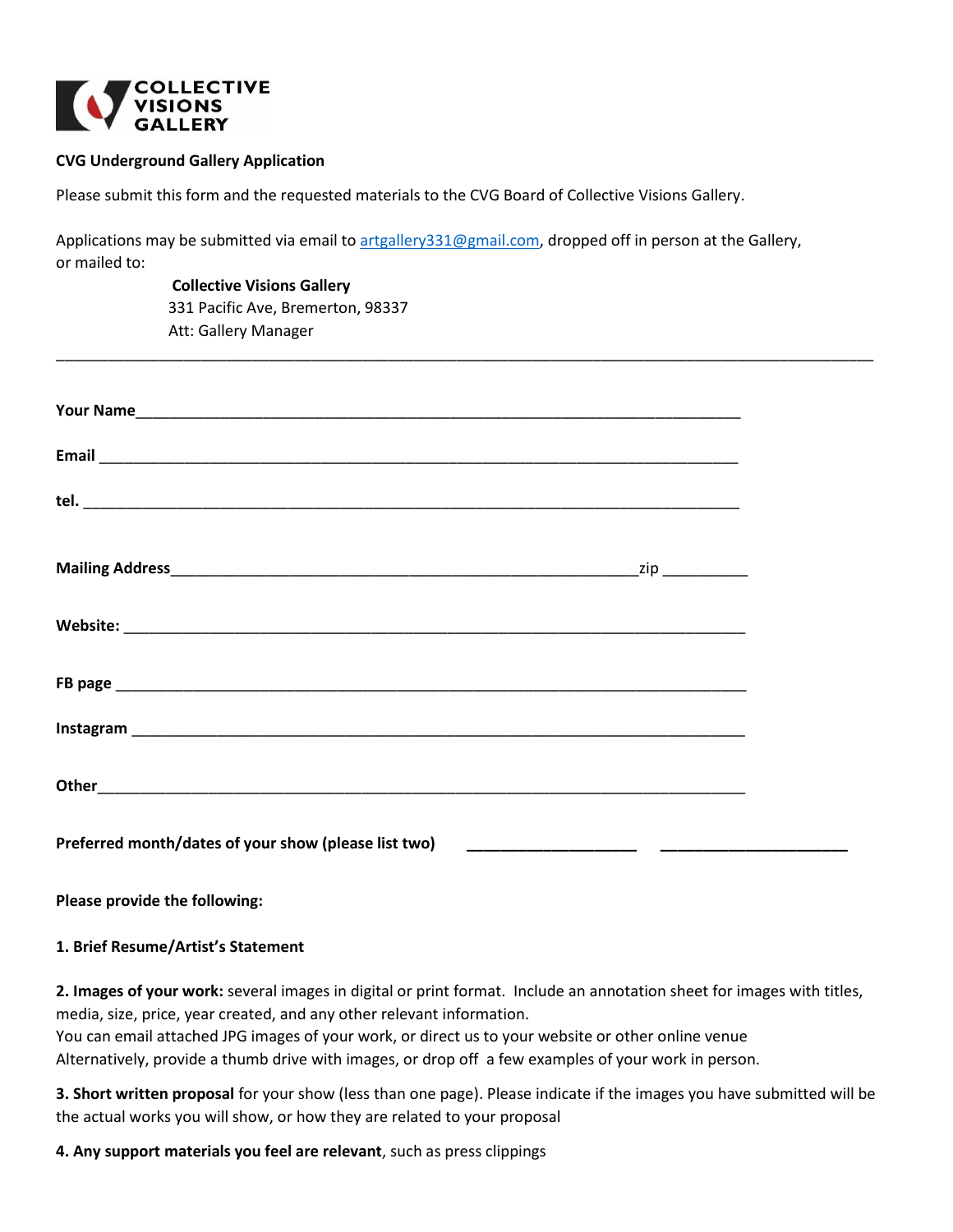COLLECTIVE VISIONS GALLERY

**CVG Underground Gallery Application**

Please submit this form and the requested materials to the CVG Board of Collective Visions Gallery.

Applications may be submitted via email to artgallery331@gmail.com, dropped off in person at the Gallery, or mailed to:

**Collective Visions Gallery**
331 Pacific Ave, Bremerton, 98337
Att: Gallery Manager

---

**Your Name**\_\_\_\_\_\_\_\_\_\_\_\_\_\_\_\_\_\_\_\_\_\_\_\_\_\_\_\_\_\_\_\_\_\_\_\_\_\_\_\_\_\_\_\_\_\_\_\_\_\_\_\_\_\_\_\_

**Email** \_\_\_\_\_\_\_\_\_\_\_\_\_\_\_\_\_\_\_\_\_\_\_\_\_\_\_\_\_\_\_\_\_\_\_\_\_\_\_\_\_\_\_\_\_\_\_\_\_\_\_\_\_\_\_\_\_\_

**tel.** \_\_\_\_\_\_\_\_\_\_\_\_\_\_\_\_\_\_\_\_\_\_\_\_\_\_\_\_\_\_\_\_\_\_\_\_\_\_\_\_\_\_\_\_\_\_\_\_\_\_\_\_\_\_\_\_\_\_\_

**Mailing Address**\_\_\_\_\_\_\_\_\_\_\_\_\_\_\_\_\_\_\_\_\_\_\_\_\_\_\_\_\_\_\_\_\_\_\_\_\_\_\_\_\_\_\_zip \_\_\_\_\_\_\_\_

**Website:** \_\_\_\_\_\_\_\_\_\_\_\_\_\_\_\_\_\_\_\_\_\_\_\_\_\_\_\_\_\_\_\_\_\_\_\_\_\_\_\_\_\_\_\_\_\_\_\_\_\_\_\_\_\_\_\_

**FB page** \_\_\_\_\_\_\_\_\_\_\_\_\_\_\_\_\_\_\_\_\_\_\_\_\_\_\_\_\_\_\_\_\_\_\_\_\_\_\_\_\_\_\_\_\_\_\_\_\_\_\_\_\_\_\_\_

**Instagram** \_\_\_\_\_\_\_\_\_\_\_\_\_\_\_\_\_\_\_\_\_\_\_\_\_\_\_\_\_\_\_\_\_\_\_\_\_\_\_\_\_\_\_\_\_\_\_\_\_\_\_\_\_\_\_

**Other**\_\_\_\_\_\_\_\_\_\_\_\_\_\_\_\_\_\_\_\_\_\_\_\_\_\_\_\_\_\_\_\_\_\_\_\_\_\_\_\_\_\_\_\_\_\_\_\_\_\_\_\_\_\_\_\_\_\_\_

**Preferred month/dates of your show (please list two)** \_\_\_\_\_\_\_\_\_\_\_\_\_\_\_\_ \_\_\_\_\_\_\_\_\_\_\_\_\_\_\_\_\_\_

**Please provide the following:**

**1. Brief Resume/Artist's Statement**

**2. Images of your work:** several images in digital or print format. Include an annotation sheet for images with titles, media, size, price, year created, and any other relevant information.
You can email attached JPG images of your work, or direct us to your website or other online venue
Alternatively, provide a thumb drive with images, or drop off a few examples of your work in person.

**3. Short written proposal** for your show (less than one page). Please indicate if the images you have submitted will be the actual works you will show, or how they are related to your proposal

**4. Any support materials you feel are relevant**, such as press clippings